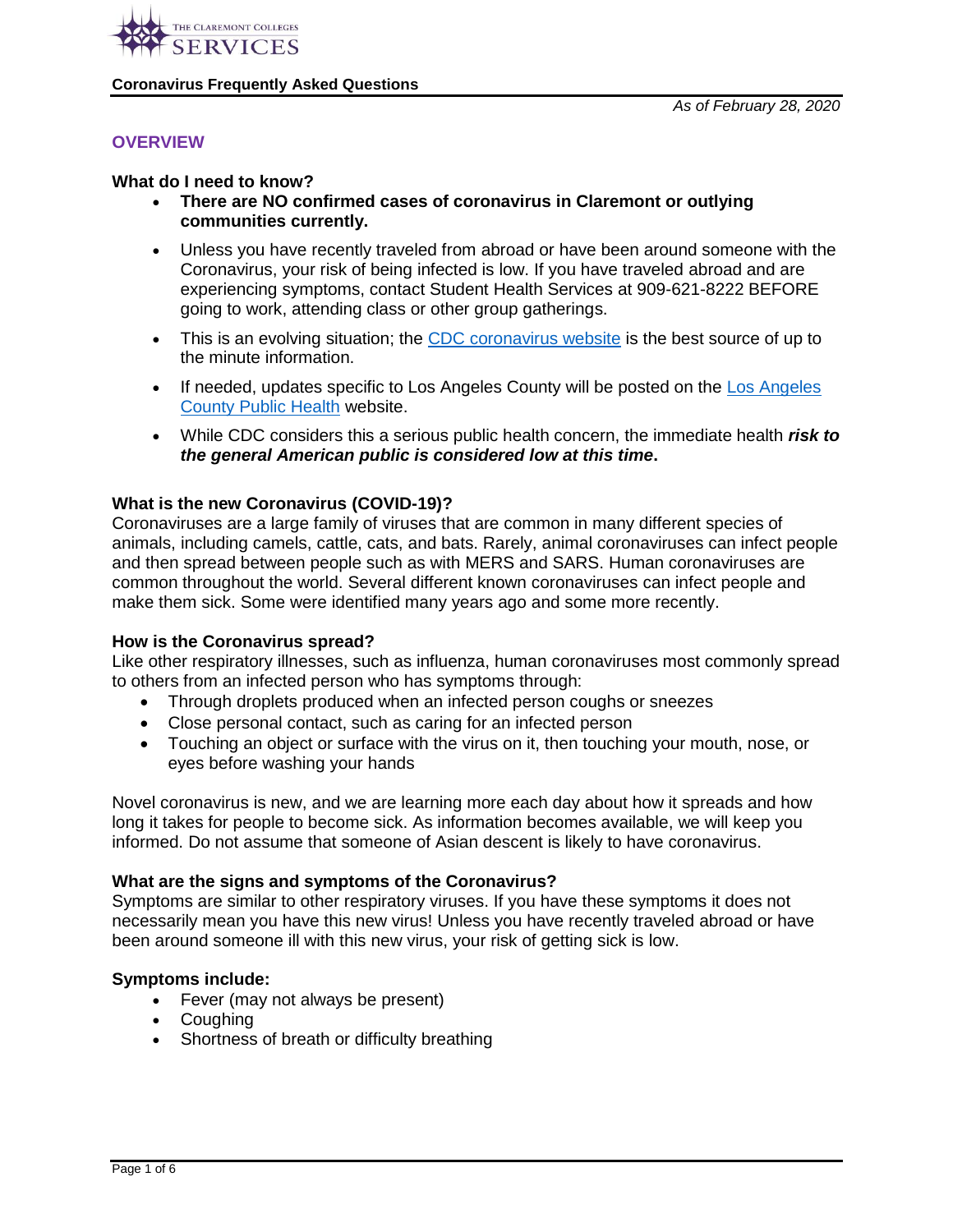THE CLAREMONT COLLEGES SERVICES

**Coronavirus Frequently Asked Questions**

*As of February 28, 2020*

## OVERVIEW

### What do I need to know?

- **There are NO confirmed cases of coronavirus in Claremont or outlying communities currently.**
- Unless you have recently traveled from abroad or have been around someone with the Coronavirus, your risk of being infected is low. If you have traveled abroad and are experiencing symptoms, contact Student Health Services at 909-621-8222 BEFORE going to work, attending class or other group gatherings.
- This is an evolving situation; the [CDC coronavirus website](#) is the best source of up to the minute information.
- If needed, updates specific to Los Angeles County will be posted on the [Los Angeles County Public Health](#) website.
- While CDC considers this a serious public health concern, the immediate health ***risk to the general American public is considered low at this time*****.**

### What is the new Coronavirus (COVID-19)?

Coronaviruses are a large family of viruses that are common in many different species of animals, including camels, cattle, cats, and bats. Rarely, animal coronaviruses can infect people and then spread between people such as with MERS and SARS. Human coronaviruses are common throughout the world. Several different known coronaviruses can infect people and make them sick. Some were identified many years ago and some more recently.

### How is the Coronavirus spread?

Like other respiratory illnesses, such as influenza, human coronaviruses most commonly spread to others from an infected person who has symptoms through:

- Through droplets produced when an infected person coughs or sneezes
- Close personal contact, such as caring for an infected person
- Touching an object or surface with the virus on it, then touching your mouth, nose, or eyes before washing your hands

Novel coronavirus is new, and we are learning more each day about how it spreads and how long it takes for people to become sick. As information becomes available, we will keep you informed. Do not assume that someone of Asian descent is likely to have coronavirus.

### What are the signs and symptoms of the Coronavirus?

Symptoms are similar to other respiratory viruses. If you have these symptoms it does not necessarily mean you have this new virus! Unless you have recently traveled abroad or have been around someone ill with this new virus, your risk of getting sick is low.

### Symptoms include:

- Fever (may not always be present)
- Coughing
- Shortness of breath or difficulty breathing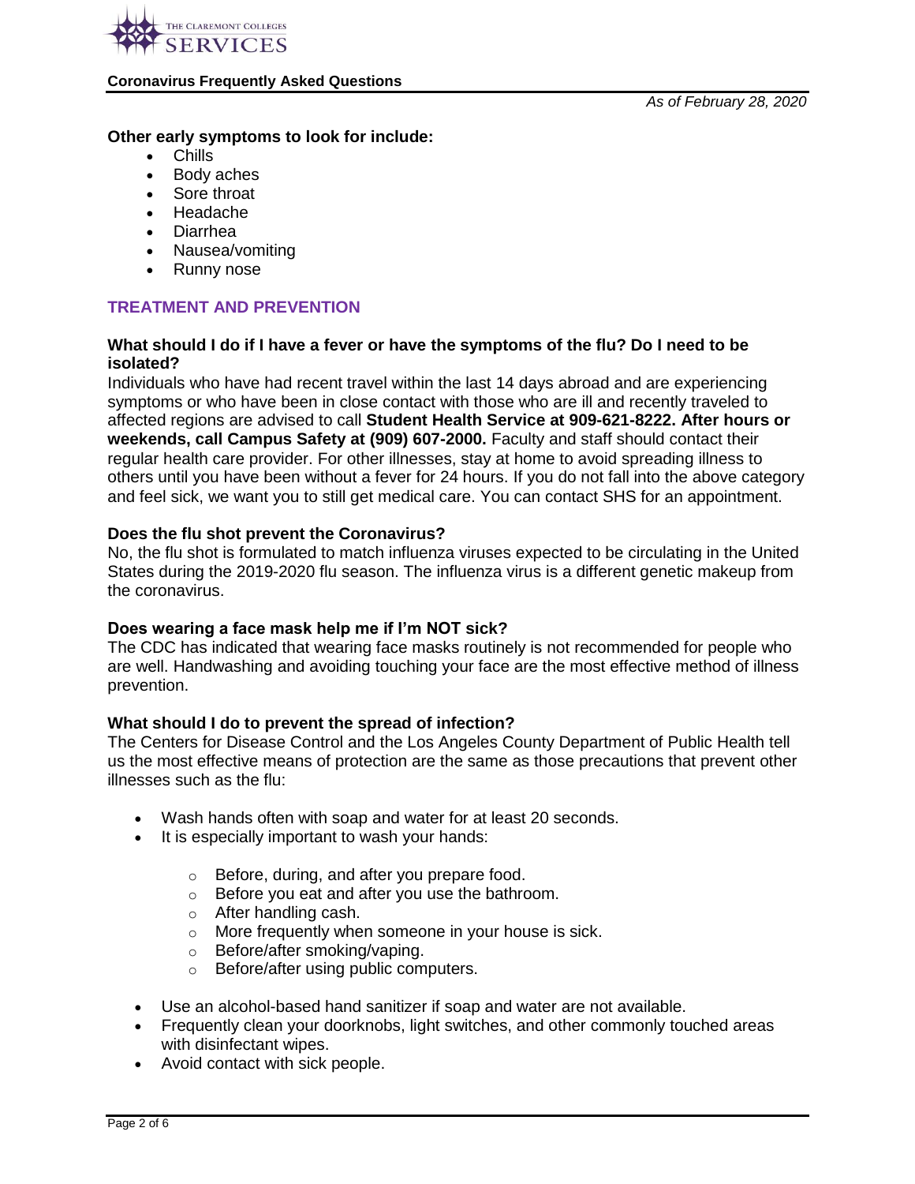*As of February 28, 2020*

**Other early symptoms to look for include:**

- Chills
- Body aches
- Sore throat
- Headache
- Diarrhea
- Nausea/vomiting
- Runny nose

## TREATMENT AND PREVENTION

### What should I do if I have a fever or have the symptoms of the flu? Do I need to be isolated?

Individuals who have had recent travel within the last 14 days abroad and are experiencing symptoms or who have been in close contact with those who are ill and recently traveled to affected regions are advised to call **Student Health Service at 909-621-8222. After hours or weekends, call Campus Safety at (909) 607-2000.** Faculty and staff should contact their regular health care provider. For other illnesses, stay at home to avoid spreading illness to others until you have been without a fever for 24 hours. If you do not fall into the above category and feel sick, we want you to still get medical care. You can contact SHS for an appointment.

### Does the flu shot prevent the Coronavirus?

No, the flu shot is formulated to match influenza viruses expected to be circulating in the United States during the 2019-2020 flu season. The influenza virus is a different genetic makeup from the coronavirus.

### Does wearing a face mask help me if I'm NOT sick?

The CDC has indicated that wearing face masks routinely is not recommended for people who are well. Handwashing and avoiding touching your face are the most effective method of illness prevention.

### What should I do to prevent the spread of infection?

The Centers for Disease Control and the Los Angeles County Department of Public Health tell us the most effective means of protection are the same as those precautions that prevent other illnesses such as the flu:

- Wash hands often with soap and water for at least 20 seconds.
- It is especially important to wash your hands:
  - Before, during, and after you prepare food.
  - Before you eat and after you use the bathroom.
  - After handling cash.
  - More frequently when someone in your house is sick.
  - Before/after smoking/vaping.
  - Before/after using public computers.
- Use an alcohol-based hand sanitizer if soap and water are not available.
- Frequently clean your doorknobs, light switches, and other commonly touched areas with disinfectant wipes.
- Avoid contact with sick people.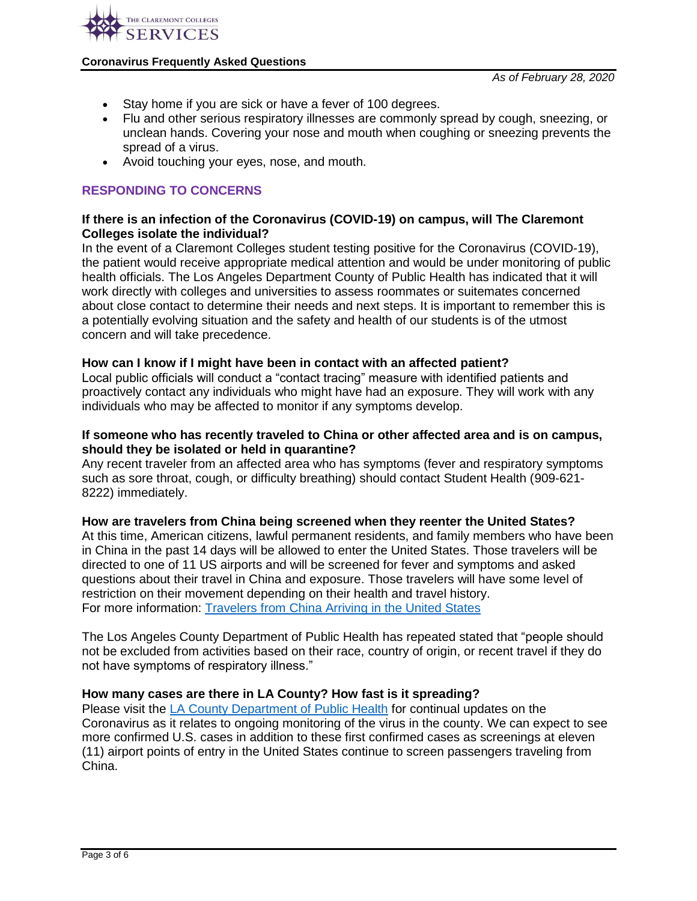- Stay home if you are sick or have a fever of 100 degrees.
- Flu and other serious respiratory illnesses are commonly spread by cough, sneezing, or unclean hands. Covering your nose and mouth when coughing or sneezing prevents the spread of a virus.
- Avoid touching your eyes, nose, and mouth.

## RESPONDING TO CONCERNS

**If there is an infection of the Coronavirus (COVID-19) on campus, will The Claremont Colleges isolate the individual?**

In the event of a Claremont Colleges student testing positive for the Coronavirus (COVID-19), the patient would receive appropriate medical attention and would be under monitoring of public health officials. The Los Angeles Department County of Public Health has indicated that it will work directly with colleges and universities to assess roommates or suitemates concerned about close contact to determine their needs and next steps. It is important to remember this is a potentially evolving situation and the safety and health of our students is of the utmost concern and will take precedence.

**How can I know if I might have been in contact with an affected patient?**

Local public officials will conduct a "contact tracing" measure with identified patients and proactively contact any individuals who might have had an exposure. They will work with any individuals who may be affected to monitor if any symptoms develop.

**If someone who has recently traveled to China or other affected area and is on campus, should they be isolated or held in quarantine?**

Any recent traveler from an affected area who has symptoms (fever and respiratory symptoms such as sore throat, cough, or difficulty breathing) should contact Student Health (909-621-8222) immediately.

**How are travelers from China being screened when they reenter the United States?**

At this time, American citizens, lawful permanent residents, and family members who have been in China in the past 14 days will be allowed to enter the United States. Those travelers will be directed to one of 11 US airports and will be screened for fever and symptoms and asked questions about their travel in China and exposure. Those travelers will have some level of restriction on their movement depending on their health and travel history.
For more information: Travelers from China Arriving in the United States

The Los Angeles County Department of Public Health has repeated stated that "people should not be excluded from activities based on their race, country of origin, or recent travel if they do not have symptoms of respiratory illness."

**How many cases are there in LA County? How fast is it spreading?**

Please visit the LA County Department of Public Health for continual updates on the Coronavirus as it relates to ongoing monitoring of the virus in the county. We can expect to see more confirmed U.S. cases in addition to these first confirmed cases as screenings at eleven (11) airport points of entry in the United States continue to screen passengers traveling from China.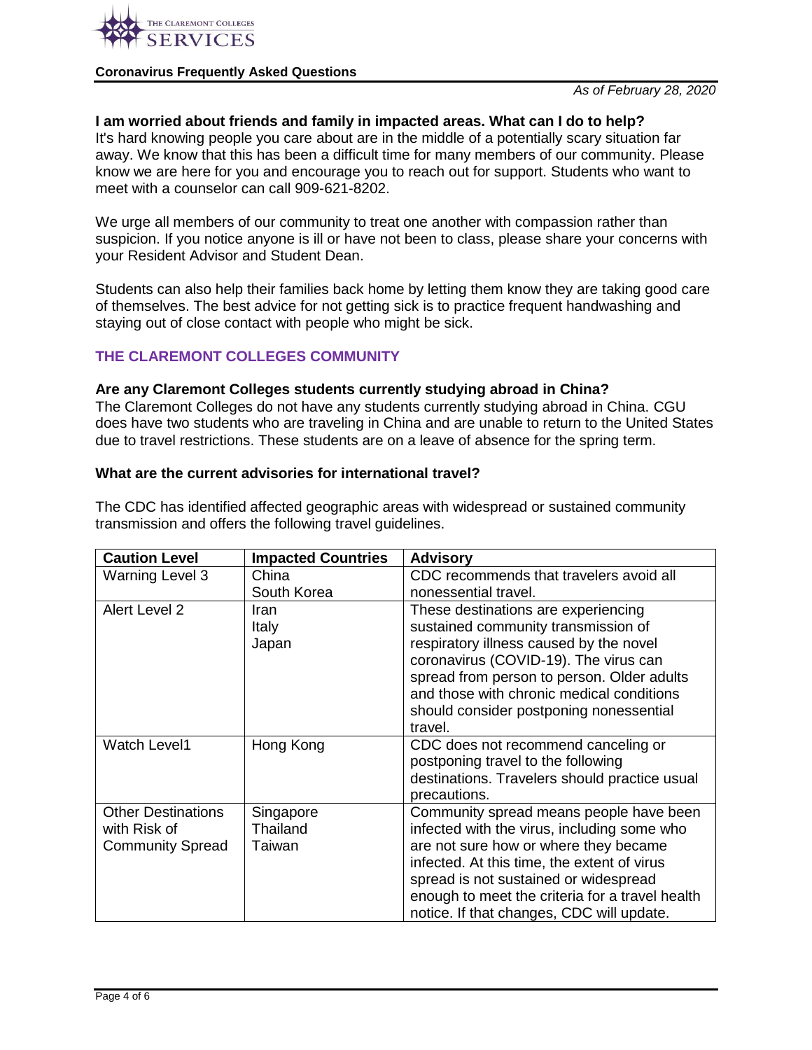**Coronavirus Frequently Asked Questions**

*As of February 28, 2020*

**I am worried about friends and family in impacted areas. What can I do to help?**
It's hard knowing people you care about are in the middle of a potentially scary situation far away. We know that this has been a difficult time for many members of our community. Please know we are here for you and encourage you to reach out for support. Students who want to meet with a counselor can call 909-621-8202.

We urge all members of our community to treat one another with compassion rather than suspicion. If you notice anyone is ill or have not been to class, please share your concerns with your Resident Advisor and Student Dean.

Students can also help their families back home by letting them know they are taking good care of themselves. The best advice for not getting sick is to practice frequent handwashing and staying out of close contact with people who might be sick.

## THE CLAREMONT COLLEGES COMMUNITY

**Are any Claremont Colleges students currently studying abroad in China?**
The Claremont Colleges do not have any students currently studying abroad in China. CGU does have two students who are traveling in China and are unable to return to the United States due to travel restrictions. These students are on a leave of absence for the spring term.

**What are the current advisories for international travel?**

The CDC has identified affected geographic areas with widespread or sustained community transmission and offers the following travel guidelines.

| Caution Level | Impacted Countries | Advisory |
| --- | --- | --- |
| Warning Level 3 | China<br>South Korea | CDC recommends that travelers avoid all nonessential travel. |
| Alert Level 2 | Iran<br>Italy<br>Japan | These destinations are experiencing sustained community transmission of respiratory illness caused by the novel coronavirus (COVID-19). The virus can spread from person to person. Older adults and those with chronic medical conditions should consider postponing nonessential travel. |
| Watch Level1 | Hong Kong | CDC does not recommend canceling or postponing travel to the following destinations. Travelers should practice usual precautions. |
| Other Destinations with Risk of Community Spread | Singapore<br>Thailand<br>Taiwan | Community spread means people have been infected with the virus, including some who are not sure how or where they became infected. At this time, the extent of virus spread is not sustained or widespread enough to meet the criteria for a travel health notice. If that changes, CDC will update. |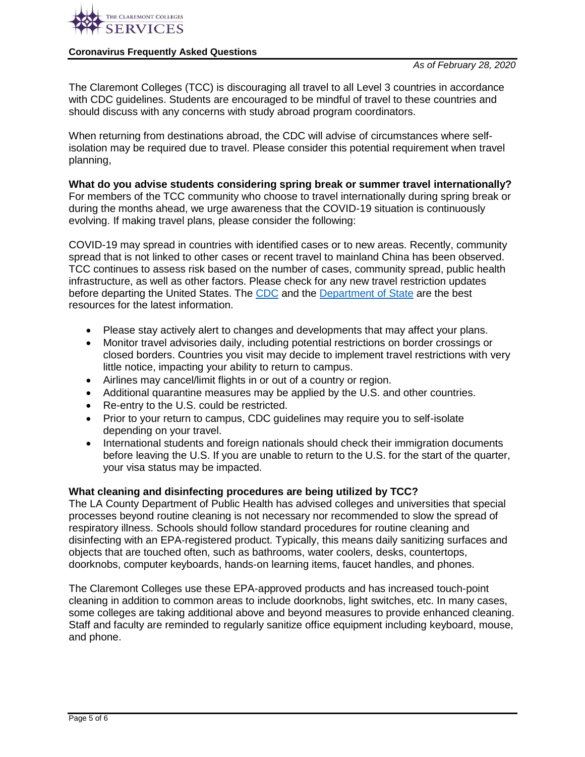The Claremont Colleges (TCC) is discouraging all travel to all Level 3 countries in accordance with CDC guidelines. Students are encouraged to be mindful of travel to these countries and should discuss with any concerns with study abroad program coordinators.

When returning from destinations abroad, the CDC will advise of circumstances where self-isolation may be required due to travel. Please consider this potential requirement when travel planning,

**What do you advise students considering spring break or summer travel internationally?**
For members of the TCC community who choose to travel internationally during spring break or during the months ahead, we urge awareness that the COVID-19 situation is continuously evolving. If making travel plans, please consider the following:

COVID-19 may spread in countries with identified cases or to new areas. Recently, community spread that is not linked to other cases or recent travel to mainland China has been observed. TCC continues to assess risk based on the number of cases, community spread, public health infrastructure, as well as other factors. Please check for any new travel restriction updates before departing the United States. The CDC and the Department of State are the best resources for the latest information.

- Please stay actively alert to changes and developments that may affect your plans.
- Monitor travel advisories daily, including potential restrictions on border crossings or closed borders. Countries you visit may decide to implement travel restrictions with very little notice, impacting your ability to return to campus.
- Airlines may cancel/limit flights in or out of a country or region.
- Additional quarantine measures may be applied by the U.S. and other countries.
- Re-entry to the U.S. could be restricted.
- Prior to your return to campus, CDC guidelines may require you to self-isolate depending on your travel.
- International students and foreign nationals should check their immigration documents before leaving the U.S. If you are unable to return to the U.S. for the start of the quarter, your visa status may be impacted.

**What cleaning and disinfecting procedures are being utilized by TCC?**
The LA County Department of Public Health has advised colleges and universities that special processes beyond routine cleaning is not necessary nor recommended to slow the spread of respiratory illness. Schools should follow standard procedures for routine cleaning and disinfecting with an EPA-registered product. Typically, this means daily sanitizing surfaces and objects that are touched often, such as bathrooms, water coolers, desks, countertops, doorknobs, computer keyboards, hands-on learning items, faucet handles, and phones.

The Claremont Colleges use these EPA-approved products and has increased touch-point cleaning in addition to common areas to include doorknobs, light switches, etc. In many cases, some colleges are taking additional above and beyond measures to provide enhanced cleaning. Staff and faculty are reminded to regularly sanitize office equipment including keyboard, mouse, and phone.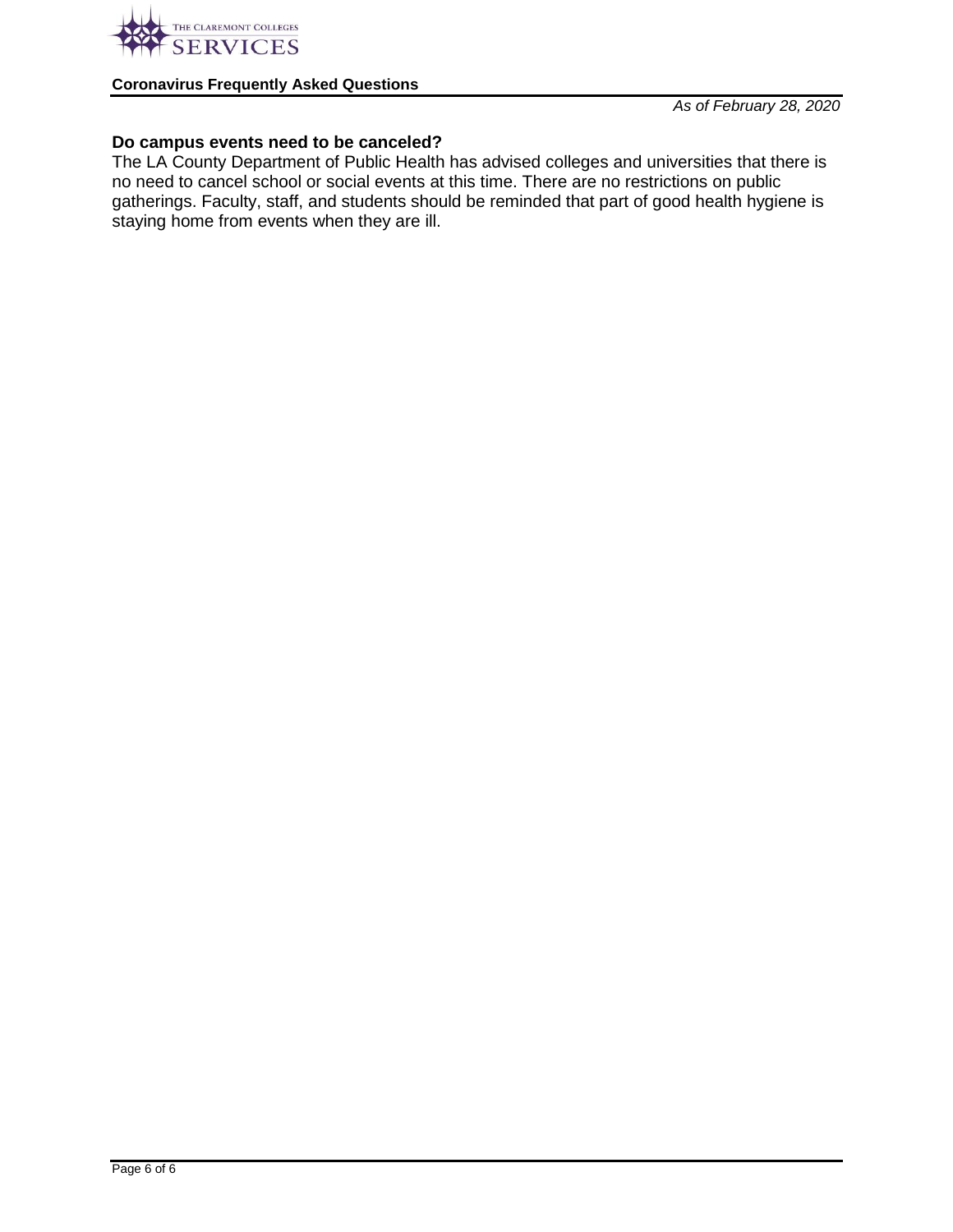### Do campus events need to be canceled?

The LA County Department of Public Health has advised colleges and universities that there is no need to cancel school or social events at this time. There are no restrictions on public gatherings. Faculty, staff, and students should be reminded that part of good health hygiene is staying home from events when they are ill.